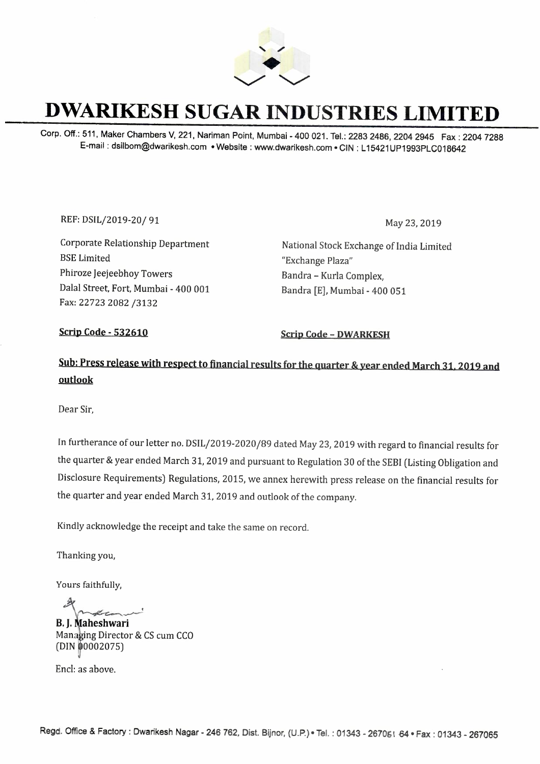# DWARIKESH SUGAR INDUSTRIES LIMITED

Corp. Off.: 511, Maker Chambers V, 221, Nariman Point, Mumbai - 400 021. Tel.: 2283 2486, 2204 2945 Fax : 2204 7288
E-mail : dsilbom@dwarikesh.com • Website : www.dwarikesh.com • CIN : L15421UP1993PLC018642

REF: DSIL/2019-20/ 91

May 23, 2019

Corporate Relationship Department
BSE Limited
Phiroze Jeejeebhoy Towers
Dalal Street, Fort, Mumbai - 400 001
Fax: 22723 2082 /3132

National Stock Exchange of India Limited
"Exchange Plaza"
Bandra – Kurla Complex,
Bandra [E], Mumbai - 400 051

**Scrip Code - 532610**

**Scrip Code – DWARKESH**

**Sub: Press release with respect to financial results for the quarter & year ended March 31, 2019 and outlook**

Dear Sir,

In furtherance of our letter no. DSIL/2019-2020/89 dated May 23, 2019 with regard to financial results for the quarter & year ended March 31, 2019 and pursuant to Regulation 30 of the SEBI (Listing Obligation and Disclosure Requirements) Regulations, 2015, we annex herewith press release on the financial results for the quarter and year ended March 31, 2019 and outlook of the company.

Kindly acknowledge the receipt and take the same on record.

Thanking you,

Yours faithfully,

**B. J. Maheshwari**
Managing Director & CS cum CCO
(DIN 00002075)

Encl: as above.

Regd. Office & Factory : Dwarikesh Nagar - 246 762, Dist. Bijnor, (U.P.) • Tel. : 01343 - 267061 64 • Fax : 01343 - 267065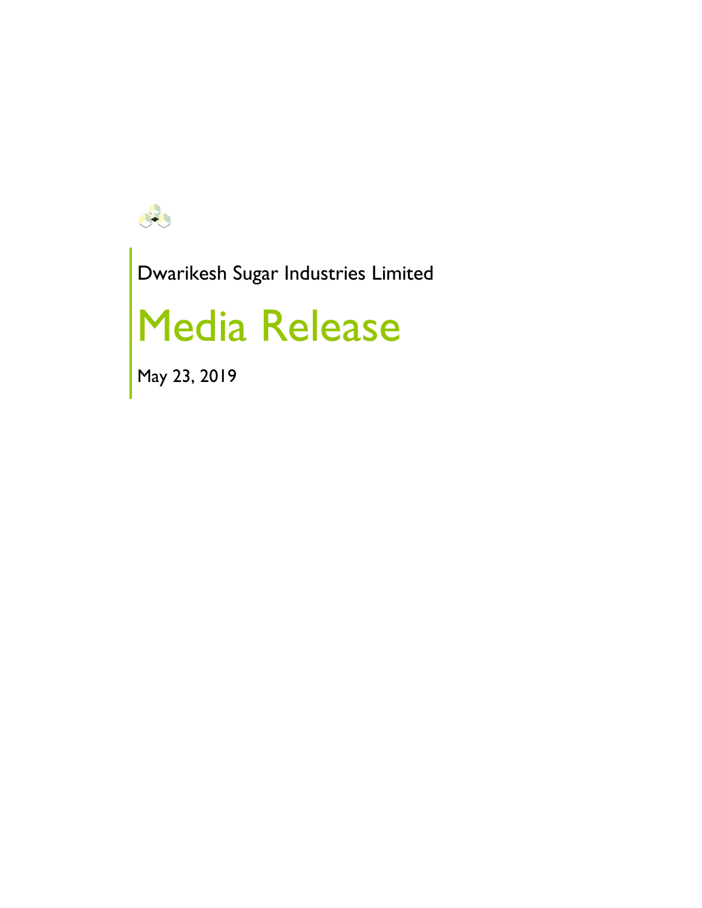Dwarikesh Sugar Industries Limited

# Media Release

May 23, 2019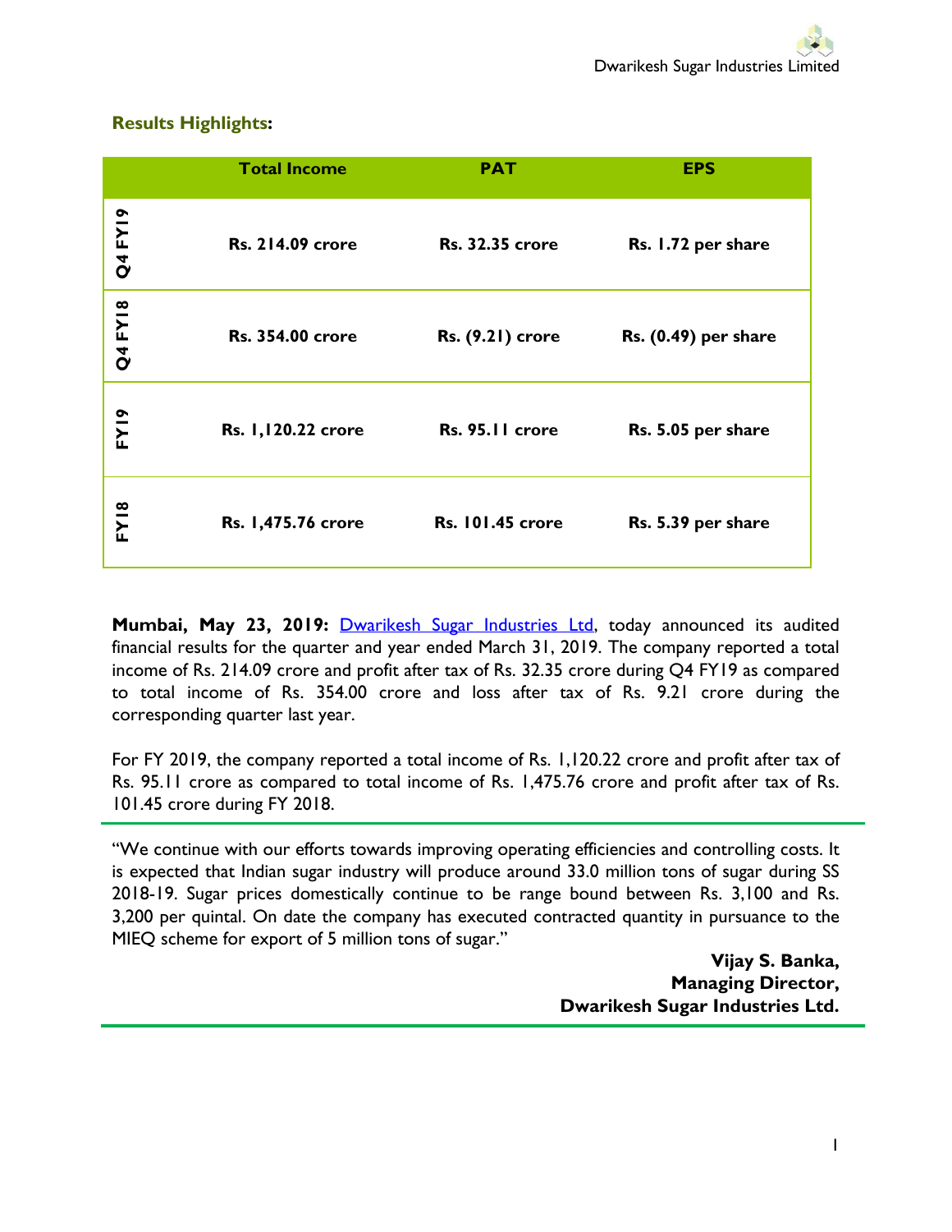## Results Highlights:

| | Total Income | PAT | EPS |
|---|---|---|---|
| **Q4 FY19** | **Rs. 214.09 crore** | **Rs. 32.35 crore** | **Rs. 1.72 per share** |
| **Q4 FY18** | **Rs. 354.00 crore** | **Rs. (9.21) crore** | **Rs. (0.49) per share** |
| **FY19** | **Rs. 1,120.22 crore** | **Rs. 95.11 crore** | **Rs. 5.05 per share** |
| **FY18** | **Rs. 1,475.76 crore** | **Rs. 101.45 crore** | **Rs. 5.39 per share** |

**Mumbai, May 23, 2019:** Dwarikesh Sugar Industries Ltd, today announced its audited financial results for the quarter and year ended March 31, 2019. The company reported a total income of Rs. 214.09 crore and profit after tax of Rs. 32.35 crore during Q4 FY19 as compared to total income of Rs. 354.00 crore and loss after tax of Rs. 9.21 crore during the corresponding quarter last year.

For FY 2019, the company reported a total income of Rs. 1,120.22 crore and profit after tax of Rs. 95.11 crore as compared to total income of Rs. 1,475.76 crore and profit after tax of Rs. 101.45 crore during FY 2018.

---

"We continue with our efforts towards improving operating efficiencies and controlling costs. It is expected that Indian sugar industry will produce around 33.0 million tons of sugar during SS 2018-19. Sugar prices domestically continue to be range bound between Rs. 3,100 and Rs. 3,200 per quintal. On date the company has executed contracted quantity in pursuance to the MIEQ scheme for export of 5 million tons of sugar."

**Vijay S. Banka,**
**Managing Director,**
**Dwarikesh Sugar Industries Ltd.**

---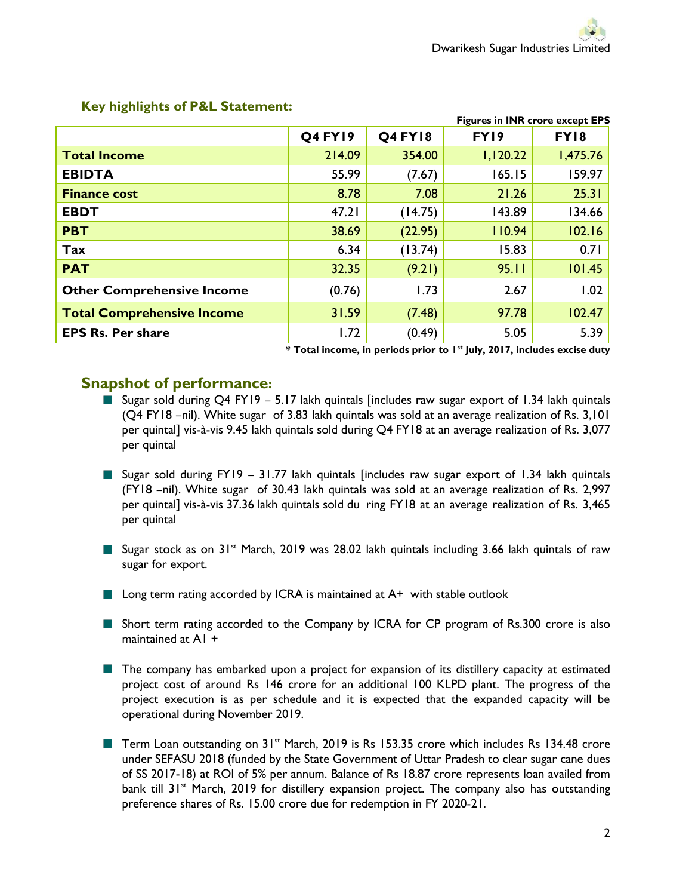## Key highlights of P&L Statement:

**Figures in INR crore except EPS**

| | Q4 FY19 | Q4 FY18 | FY19 | FY18 |
|---|---|---|---|---|
| **Total Income** | 214.09 | 354.00 | 1,120.22 | 1,475.76 |
| **EBIDTA** | 55.99 | (7.67) | 165.15 | 159.97 |
| **Finance cost** | 8.78 | 7.08 | 21.26 | 25.31 |
| **EBDT** | 47.21 | (14.75) | 143.89 | 134.66 |
| **PBT** | 38.69 | (22.95) | 110.94 | 102.16 |
| **Tax** | 6.34 | (13.74) | 15.83 | 0.71 |
| **PAT** | 32.35 | (9.21) | 95.11 | 101.45 |
| **Other Comprehensive Income** | (0.76) | 1.73 | 2.67 | 1.02 |
| **Total Comprehensive Income** | 31.59 | (7.48) | 97.78 | 102.47 |
| **EPS Rs. Per share** | 1.72 | (0.49) | 5.05 | 5.39 |

**\* Total income, in periods prior to 1st July, 2017, includes excise duty**

## Snapshot of performance:

- Sugar sold during Q4 FY19 – 5.17 lakh quintals [includes raw sugar export of 1.34 lakh quintals (Q4 FY18 –nil). White sugar of 3.83 lakh quintals was sold at an average realization of Rs. 3,101 per quintal] vis-à-vis 9.45 lakh quintals sold during Q4 FY18 at an average realization of Rs. 3,077 per quintal

- Sugar sold during FY19 – 31.77 lakh quintals [includes raw sugar export of 1.34 lakh quintals (FY18 –nil). White sugar of 30.43 lakh quintals was sold at an average realization of Rs. 2,997 per quintal] vis-à-vis 37.36 lakh quintals sold du ring FY18 at an average realization of Rs. 3,465 per quintal

- Sugar stock as on 31st March, 2019 was 28.02 lakh quintals including 3.66 lakh quintals of raw sugar for export.

- Long term rating accorded by ICRA is maintained at A+ with stable outlook

- Short term rating accorded to the Company by ICRA for CP program of Rs.300 crore is also maintained at A1 +

- The company has embarked upon a project for expansion of its distillery capacity at estimated project cost of around Rs 146 crore for an additional 100 KLPD plant. The progress of the project execution is as per schedule and it is expected that the expanded capacity will be operational during November 2019.

- Term Loan outstanding on 31st March, 2019 is Rs 153.35 crore which includes Rs 134.48 crore under SEFASU 2018 (funded by the State Government of Uttar Pradesh to clear sugar cane dues of SS 2017-18) at ROI of 5% per annum. Balance of Rs 18.87 crore represents loan availed from bank till 31st March, 2019 for distillery expansion project. The company also has outstanding preference shares of Rs. 15.00 crore due for redemption in FY 2020-21.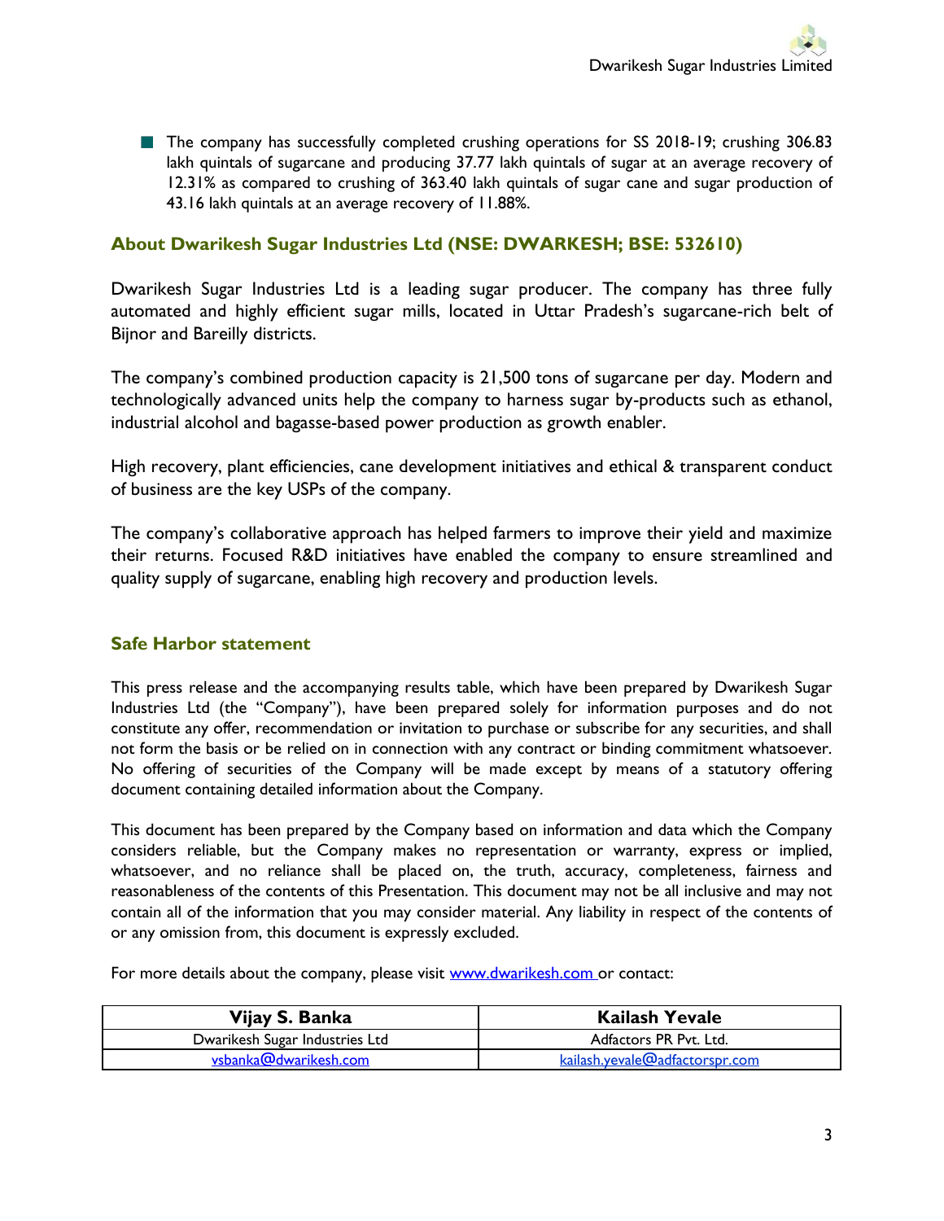- The company has successfully completed crushing operations for SS 2018-19; crushing 306.83 lakh quintals of sugarcane and producing 37.77 lakh quintals of sugar at an average recovery of 12.31% as compared to crushing of 363.40 lakh quintals of sugar cane and sugar production of 43.16 lakh quintals at an average recovery of 11.88%.

## About Dwarikesh Sugar Industries Ltd (NSE: DWARKESH; BSE: 532610)

Dwarikesh Sugar Industries Ltd is a leading sugar producer. The company has three fully automated and highly efficient sugar mills, located in Uttar Pradesh's sugarcane-rich belt of Bijnor and Bareilly districts.

The company's combined production capacity is 21,500 tons of sugarcane per day. Modern and technologically advanced units help the company to harness sugar by-products such as ethanol, industrial alcohol and bagasse-based power production as growth enabler.

High recovery, plant efficiencies, cane development initiatives and ethical & transparent conduct of business are the key USPs of the company.

The company's collaborative approach has helped farmers to improve their yield and maximize their returns. Focused R&D initiatives have enabled the company to ensure streamlined and quality supply of sugarcane, enabling high recovery and production levels.

## Safe Harbor statement

This press release and the accompanying results table, which have been prepared by Dwarikesh Sugar Industries Ltd (the "Company"), have been prepared solely for information purposes and do not constitute any offer, recommendation or invitation to purchase or subscribe for any securities, and shall not form the basis or be relied on in connection with any contract or binding commitment whatsoever. No offering of securities of the Company will be made except by means of a statutory offering document containing detailed information about the Company.

This document has been prepared by the Company based on information and data which the Company considers reliable, but the Company makes no representation or warranty, express or implied, whatsoever, and no reliance shall be placed on, the truth, accuracy, completeness, fairness and reasonableness of the contents of this Presentation. This document may not be all inclusive and may not contain all of the information that you may consider material. Any liability in respect of the contents of or any omission from, this document is expressly excluded.

For more details about the company, please visit www.dwarikesh.com or contact:

| Vijay S. Banka | Kailash Yevale |
|---|---|
| Dwarikesh Sugar Industries Ltd | Adfactors PR Pvt. Ltd. |
| vsbanka@dwarikesh.com | kailash.yevale@adfactorspr.com |